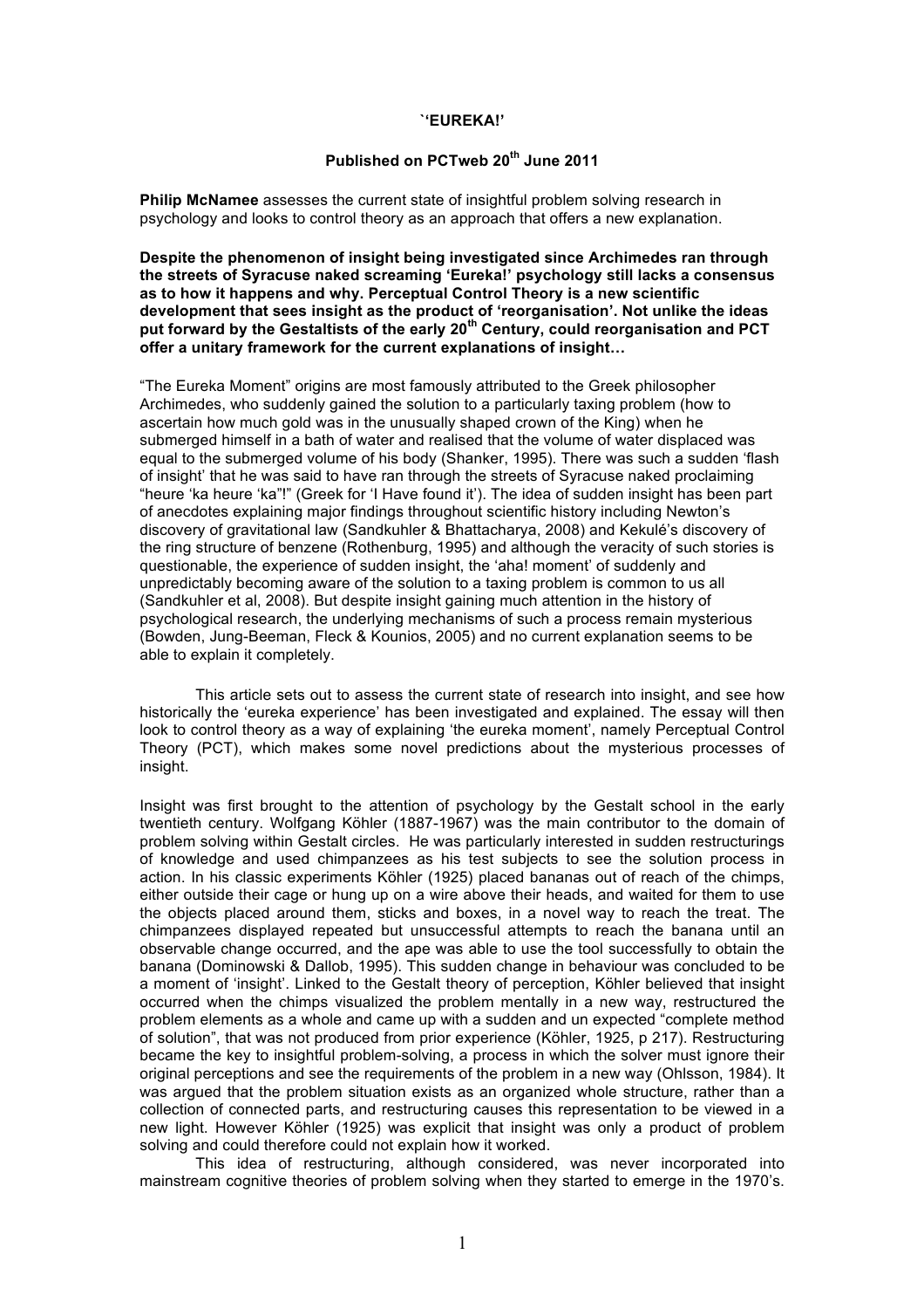**`'EUREKA!'**

**Published on PCTweb 20th June 2011**

**Philip McNamee** assesses the current state of insightful problem solving research in psychology and looks to control theory as an approach that offers a new explanation.

**Despite the phenomenon of insight being investigated since Archimedes ran through the streets of Syracuse naked screaming 'Eureka!' psychology still lacks a consensus as to how it happens and why. Perceptual Control Theory is a new scientific development that sees insight as the product of 'reorganisation'. Not unlike the ideas put forward by the Gestaltists of the early 20th Century, could reorganisation and PCT offer a unitary framework for the current explanations of insight…**

"The Eureka Moment" origins are most famously attributed to the Greek philosopher Archimedes, who suddenly gained the solution to a particularly taxing problem (how to ascertain how much gold was in the unusually shaped crown of the King) when he submerged himself in a bath of water and realised that the volume of water displaced was equal to the submerged volume of his body (Shanker, 1995). There was such a sudden 'flash of insight' that he was said to have ran through the streets of Syracuse naked proclaiming "heure 'ka heure 'ka"!" (Greek for 'I Have found it'). The idea of sudden insight has been part of anecdotes explaining major findings throughout scientific history including Newton's discovery of gravitational law (Sandkuhler & Bhattacharya, 2008) and Kekulé's discovery of the ring structure of benzene (Rothenburg, 1995) and although the veracity of such stories is questionable, the experience of sudden insight, the 'aha! moment' of suddenly and unpredictably becoming aware of the solution to a taxing problem is common to us all (Sandkuhler et al, 2008). But despite insight gaining much attention in the history of psychological research, the underlying mechanisms of such a process remain mysterious (Bowden, Jung-Beeman, Fleck & Kounios, 2005) and no current explanation seems to be able to explain it completely.

This article sets out to assess the current state of research into insight, and see how historically the 'eureka experience' has been investigated and explained. The essay will then look to control theory as a way of explaining 'the eureka moment', namely Perceptual Control Theory (PCT), which makes some novel predictions about the mysterious processes of insight.

Insight was first brought to the attention of psychology by the Gestalt school in the early twentieth century. Wolfgang Köhler (1887-1967) was the main contributor to the domain of problem solving within Gestalt circles. He was particularly interested in sudden restructurings of knowledge and used chimpanzees as his test subjects to see the solution process in action. In his classic experiments Köhler (1925) placed bananas out of reach of the chimps, either outside their cage or hung up on a wire above their heads, and waited for them to use the objects placed around them, sticks and boxes, in a novel way to reach the treat. The chimpanzees displayed repeated but unsuccessful attempts to reach the banana until an observable change occurred, and the ape was able to use the tool successfully to obtain the banana (Dominowski & Dallob, 1995). This sudden change in behaviour was concluded to be a moment of 'insight'. Linked to the Gestalt theory of perception, Köhler believed that insight occurred when the chimps visualized the problem mentally in a new way, restructured the problem elements as a whole and came up with a sudden and un expected "complete method of solution", that was not produced from prior experience (Köhler, 1925, p 217). Restructuring became the key to insightful problem-solving, a process in which the solver must ignore their original perceptions and see the requirements of the problem in a new way (Ohlsson, 1984). It was argued that the problem situation exists as an organized whole structure, rather than a collection of connected parts, and restructuring causes this representation to be viewed in a new light. However Köhler (1925) was explicit that insight was only a product of problem solving and could therefore could not explain how it worked.

This idea of restructuring, although considered, was never incorporated into mainstream cognitive theories of problem solving when they started to emerge in the 1970's.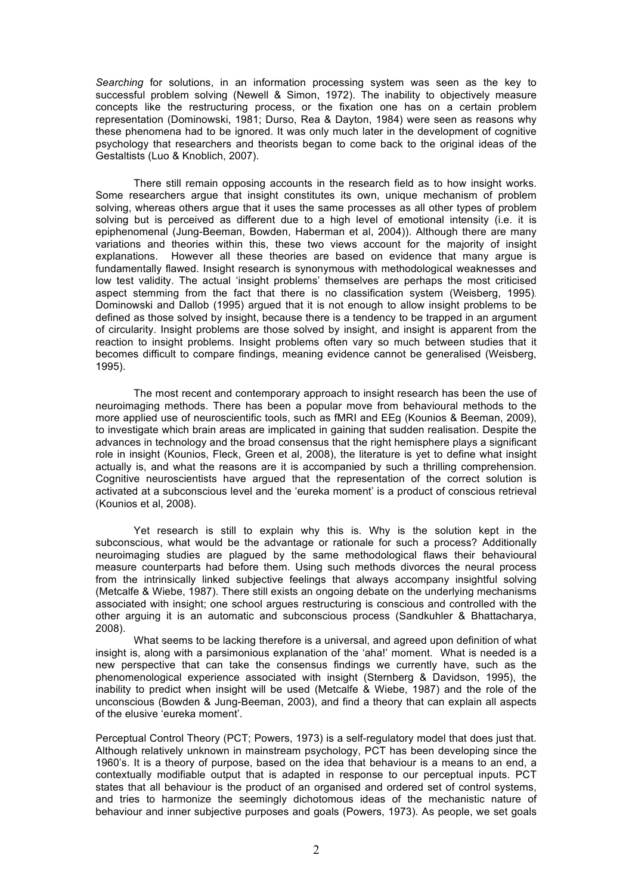*Searching* for solutions, in an information processing system was seen as the key to successful problem solving (Newell & Simon, 1972). The inability to objectively measure concepts like the restructuring process, or the fixation one has on a certain problem representation (Dominowski, 1981; Durso, Rea & Dayton, 1984) were seen as reasons why these phenomena had to be ignored. It was only much later in the development of cognitive psychology that researchers and theorists began to come back to the original ideas of the Gestaltists (Luo & Knoblich, 2007).

There still remain opposing accounts in the research field as to how insight works. Some researchers argue that insight constitutes its own, unique mechanism of problem solving, whereas others argue that it uses the same processes as all other types of problem solving but is perceived as different due to a high level of emotional intensity (i.e. it is epiphenomenal (Jung-Beeman, Bowden, Haberman et al, 2004)). Although there are many variations and theories within this, these two views account for the majority of insight explanations. However all these theories are based on evidence that many argue is fundamentally flawed. Insight research is synonymous with methodological weaknesses and low test validity. The actual 'insight problems' themselves are perhaps the most criticised aspect stemming from the fact that there is no classification system (Weisberg, 1995). Dominowski and Dallob (1995) argued that it is not enough to allow insight problems to be defined as those solved by insight, because there is a tendency to be trapped in an argument of circularity. Insight problems are those solved by insight, and insight is apparent from the reaction to insight problems. Insight problems often vary so much between studies that it becomes difficult to compare findings, meaning evidence cannot be generalised (Weisberg, 1995).

The most recent and contemporary approach to insight research has been the use of neuroimaging methods. There has been a popular move from behavioural methods to the more applied use of neuroscientific tools, such as fMRI and EEg (Kounios & Beeman, 2009), to investigate which brain areas are implicated in gaining that sudden realisation. Despite the advances in technology and the broad consensus that the right hemisphere plays a significant role in insight (Kounios, Fleck, Green et al, 2008), the literature is yet to define what insight actually is, and what the reasons are it is accompanied by such a thrilling comprehension. Cognitive neuroscientists have argued that the representation of the correct solution is activated at a subconscious level and the 'eureka moment' is a product of conscious retrieval (Kounios et al, 2008).

Yet research is still to explain why this is. Why is the solution kept in the subconscious, what would be the advantage or rationale for such a process? Additionally neuroimaging studies are plagued by the same methodological flaws their behavioural measure counterparts had before them. Using such methods divorces the neural process from the intrinsically linked subjective feelings that always accompany insightful solving (Metcalfe & Wiebe, 1987). There still exists an ongoing debate on the underlying mechanisms associated with insight; one school argues restructuring is conscious and controlled with the other arguing it is an automatic and subconscious process (Sandkuhler & Bhattacharya, 2008).

What seems to be lacking therefore is a universal, and agreed upon definition of what insight is, along with a parsimonious explanation of the 'aha!' moment. What is needed is a new perspective that can take the consensus findings we currently have, such as the phenomenological experience associated with insight (Sternberg & Davidson, 1995), the inability to predict when insight will be used (Metcalfe & Wiebe, 1987) and the role of the unconscious (Bowden & Jung-Beeman, 2003), and find a theory that can explain all aspects of the elusive 'eureka moment'.

Perceptual Control Theory (PCT; Powers, 1973) is a self-regulatory model that does just that. Although relatively unknown in mainstream psychology, PCT has been developing since the 1960's. It is a theory of purpose, based on the idea that behaviour is a means to an end, a contextually modifiable output that is adapted in response to our perceptual inputs. PCT states that all behaviour is the product of an organised and ordered set of control systems, and tries to harmonize the seemingly dichotomous ideas of the mechanistic nature of behaviour and inner subjective purposes and goals (Powers, 1973). As people, we set goals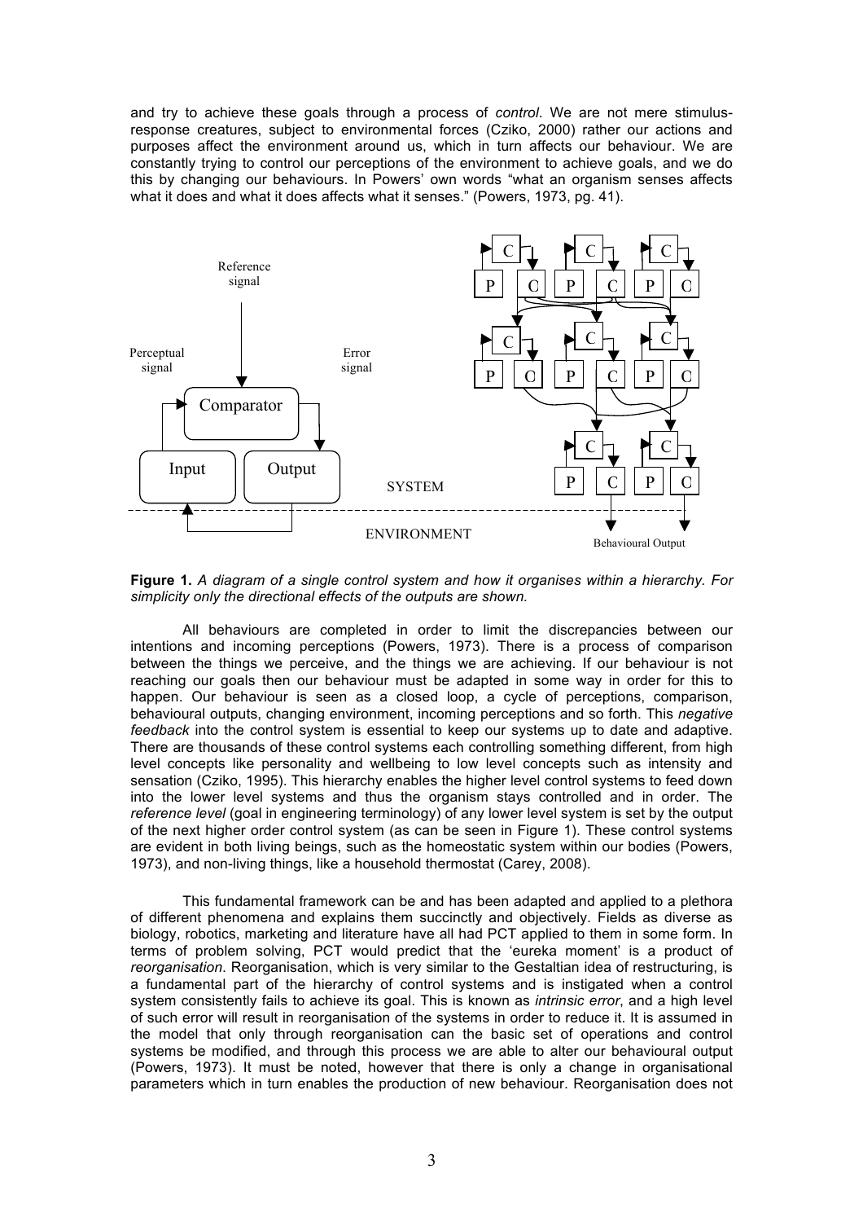and try to achieve these goals through a process of *control*. We are not mere stimulus-response creatures, subject to environmental forces (Cziko, 2000) rather our actions and purposes affect the environment around us, which in turn affects our behaviour. We are constantly trying to control our perceptions of the environment to achieve goals, and we do this by changing our behaviours. In Powers' own words "what an organism senses affects what it does and what it does affects what it senses." (Powers, 1973, pg. 41).

**Figure 1.** *A diagram of a single control system and how it organises within a hierarchy. For simplicity only the directional effects of the outputs are shown.*

All behaviours are completed in order to limit the discrepancies between our intentions and incoming perceptions (Powers, 1973). There is a process of comparison between the things we perceive, and the things we are achieving. If our behaviour is not reaching our goals then our behaviour must be adapted in some way in order for this to happen. Our behaviour is seen as a closed loop, a cycle of perceptions, comparison, behavioural outputs, changing environment, incoming perceptions and so forth. This *negative feedback* into the control system is essential to keep our systems up to date and adaptive. There are thousands of these control systems each controlling something different, from high level concepts like personality and wellbeing to low level concepts such as intensity and sensation (Cziko, 1995). This hierarchy enables the higher level control systems to feed down into the lower level systems and thus the organism stays controlled and in order. The *reference level* (goal in engineering terminology) of any lower level system is set by the output of the next higher order control system (as can be seen in Figure 1). These control systems are evident in both living beings, such as the homeostatic system within our bodies (Powers, 1973), and non-living things, like a household thermostat (Carey, 2008).

This fundamental framework can be and has been adapted and applied to a plethora of different phenomena and explains them succinctly and objectively. Fields as diverse as biology, robotics, marketing and literature have all had PCT applied to them in some form. In terms of problem solving, PCT would predict that the 'eureka moment' is a product of *reorganisation*. Reorganisation, which is very similar to the Gestaltian idea of restructuring, is a fundamental part of the hierarchy of control systems and is instigated when a control system consistently fails to achieve its goal. This is known as *intrinsic error*, and a high level of such error will result in reorganisation of the systems in order to reduce it. It is assumed in the model that only through reorganisation can the basic set of operations and control systems be modified, and through this process we are able to alter our behavioural output (Powers, 1973). It must be noted, however that there is only a change in organisational parameters which in turn enables the production of new behaviour. Reorganisation does not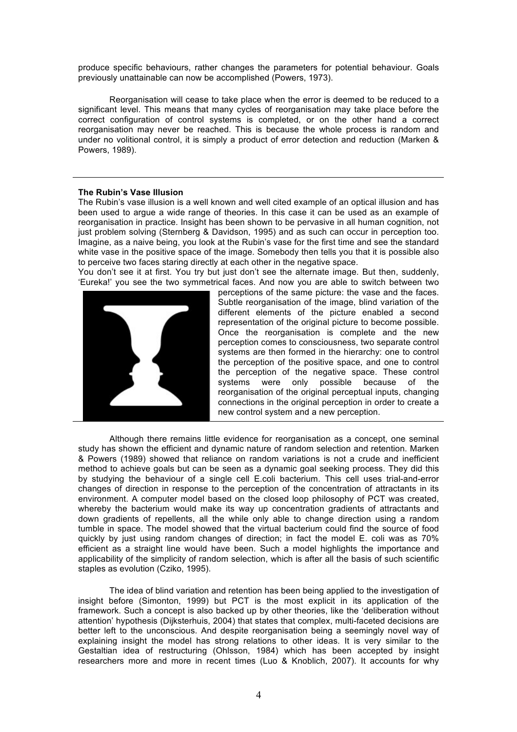produce specific behaviours, rather changes the parameters for potential behaviour. Goals previously unattainable can now be accomplished (Powers, 1973).

Reorganisation will cease to take place when the error is deemed to be reduced to a significant level. This means that many cycles of reorganisation may take place before the correct configuration of control systems is completed, or on the other hand a correct reorganisation may never be reached. This is because the whole process is random and under no volitional control, it is simply a product of error detection and reduction (Marken & Powers, 1989).

---

**The Rubin's Vase Illusion**

The Rubin's vase illusion is a well known and well cited example of an optical illusion and has been used to argue a wide range of theories. In this case it can be used as an example of reorganisation in practice. Insight has been shown to be pervasive in all human cognition, not just problem solving (Sternberg & Davidson, 1995) and as such can occur in perception too. Imagine, as a naive being, you look at the Rubin's vase for the first time and see the standard white vase in the positive space of the image. Somebody then tells you that it is possible also to perceive two faces staring directly at each other in the negative space.

You don't see it at first. You try but just don't see the alternate image. But then, suddenly, 'Eureka!' you see the two symmetrical faces. And now you are able to switch between two perceptions of the same picture: the vase and the faces. Subtle reorganisation of the image, blind variation of the different elements of the picture enabled a second representation of the original picture to become possible. Once the reorganisation is complete and the new perception comes to consciousness, two separate control systems are then formed in the hierarchy: one to control the perception of the positive space, and one to control the perception of the negative space. These control systems were only possible because of the reorganisation of the original perceptual inputs, changing connections in the original perception in order to create a new control system and a new perception.

---

Although there remains little evidence for reorganisation as a concept, one seminal study has shown the efficient and dynamic nature of random selection and retention. Marken & Powers (1989) showed that reliance on random variations is not a crude and inefficient method to achieve goals but can be seen as a dynamic goal seeking process. They did this by studying the behaviour of a single cell E.coli bacterium. This cell uses trial-and-error changes of direction in response to the perception of the concentration of attractants in its environment. A computer model based on the closed loop philosophy of PCT was created, whereby the bacterium would make its way up concentration gradients of attractants and down gradients of repellents, all the while only able to change direction using a random tumble in space. The model showed that the virtual bacterium could find the source of food quickly by just using random changes of direction; in fact the model E. coli was as 70% efficient as a straight line would have been. Such a model highlights the importance and applicability of the simplicity of random selection, which is after all the basis of such scientific staples as evolution (Cziko, 1995).

The idea of blind variation and retention has been being applied to the investigation of insight before (Simonton, 1999) but PCT is the most explicit in its application of the framework. Such a concept is also backed up by other theories, like the 'deliberation without attention' hypothesis (Dijksterhuis, 2004) that states that complex, multi-faceted decisions are better left to the unconscious. And despite reorganisation being a seemingly novel way of explaining insight the model has strong relations to other ideas. It is very similar to the Gestaltian idea of restructuring (Ohlsson, 1984) which has been accepted by insight researchers more and more in recent times (Luo & Knoblich, 2007). It accounts for why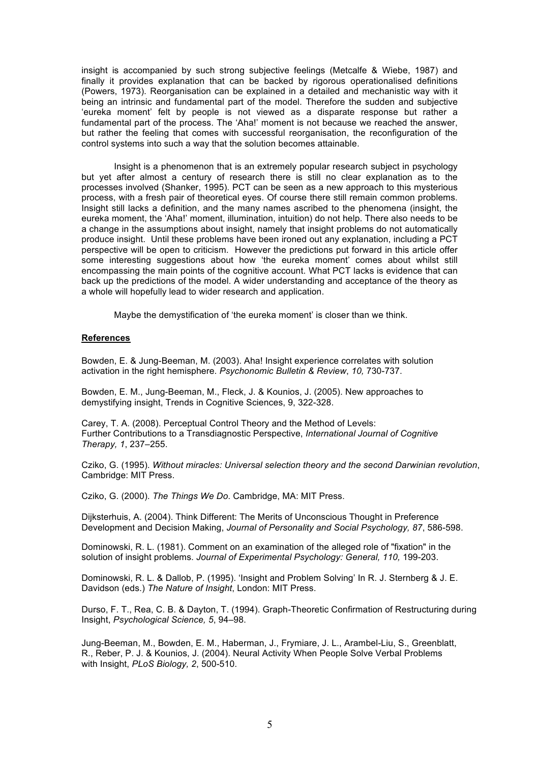insight is accompanied by such strong subjective feelings (Metcalfe & Wiebe, 1987) and finally it provides explanation that can be backed by rigorous operationalised definitions (Powers, 1973). Reorganisation can be explained in a detailed and mechanistic way with it being an intrinsic and fundamental part of the model. Therefore the sudden and subjective 'eureka moment' felt by people is not viewed as a disparate response but rather a fundamental part of the process. The 'Aha!' moment is not because we reached the answer, but rather the feeling that comes with successful reorganisation, the reconfiguration of the control systems into such a way that the solution becomes attainable.

Insight is a phenomenon that is an extremely popular research subject in psychology but yet after almost a century of research there is still no clear explanation as to the processes involved (Shanker, 1995). PCT can be seen as a new approach to this mysterious process, with a fresh pair of theoretical eyes. Of course there still remain common problems. Insight still lacks a definition, and the many names ascribed to the phenomena (insight, the eureka moment, the 'Aha!' moment, illumination, intuition) do not help. There also needs to be a change in the assumptions about insight, namely that insight problems do not automatically produce insight. Until these problems have been ironed out any explanation, including a PCT perspective will be open to criticism. However the predictions put forward in this article offer some interesting suggestions about how 'the eureka moment' comes about whilst still encompassing the main points of the cognitive account. What PCT lacks is evidence that can back up the predictions of the model. A wider understanding and acceptance of the theory as a whole will hopefully lead to wider research and application.

Maybe the demystification of 'the eureka moment' is closer than we think.

## References

Bowden, E. & Jung-Beeman, M. (2003). Aha! Insight experience correlates with solution activation in the right hemisphere. *Psychonomic Bulletin & Review*, *10,* 730-737.

Bowden, E. M., Jung-Beeman, M., Fleck, J. & Kounios, J. (2005). New approaches to demystifying insight, Trends in Cognitive Sciences, 9, 322-328.

Carey, T. A. (2008). Perceptual Control Theory and the Method of Levels: Further Contributions to a Transdiagnostic Perspective, *International Journal of Cognitive Therapy, 1*, 237–255.

Cziko, G. (1995). *Without miracles: Universal selection theory and the second Darwinian revolution*, Cambridge: MIT Press.

Cziko, G. (2000). *The Things We Do*. Cambridge, MA: MIT Press.

Dijksterhuis, A. (2004). Think Different: The Merits of Unconscious Thought in Preference Development and Decision Making, *Journal of Personality and Social Psychology, 87*, 586-598.

Dominowski, R. L. (1981). Comment on an examination of the alleged role of "fixation" in the solution of insight problems. *Journal of Experimental Psychology: General, 110,* 199-203.

Dominowski, R. L. & Dallob, P. (1995). 'Insight and Problem Solving' In R. J. Sternberg & J. E. Davidson (eds.) *The Nature of Insight*, London: MIT Press.

Durso, F. T., Rea, C. B. & Dayton, T. (1994). Graph-Theoretic Confirmation of Restructuring during Insight, *Psychological Science, 5*, 94–98.

Jung-Beeman, M., Bowden, E. M., Haberman, J., Frymiare, J. L., Arambel-Liu, S., Greenblatt, R., Reber, P. J. & Kounios, J. (2004). Neural Activity When People Solve Verbal Problems with Insight, *PLoS Biology, 2*, 500-510.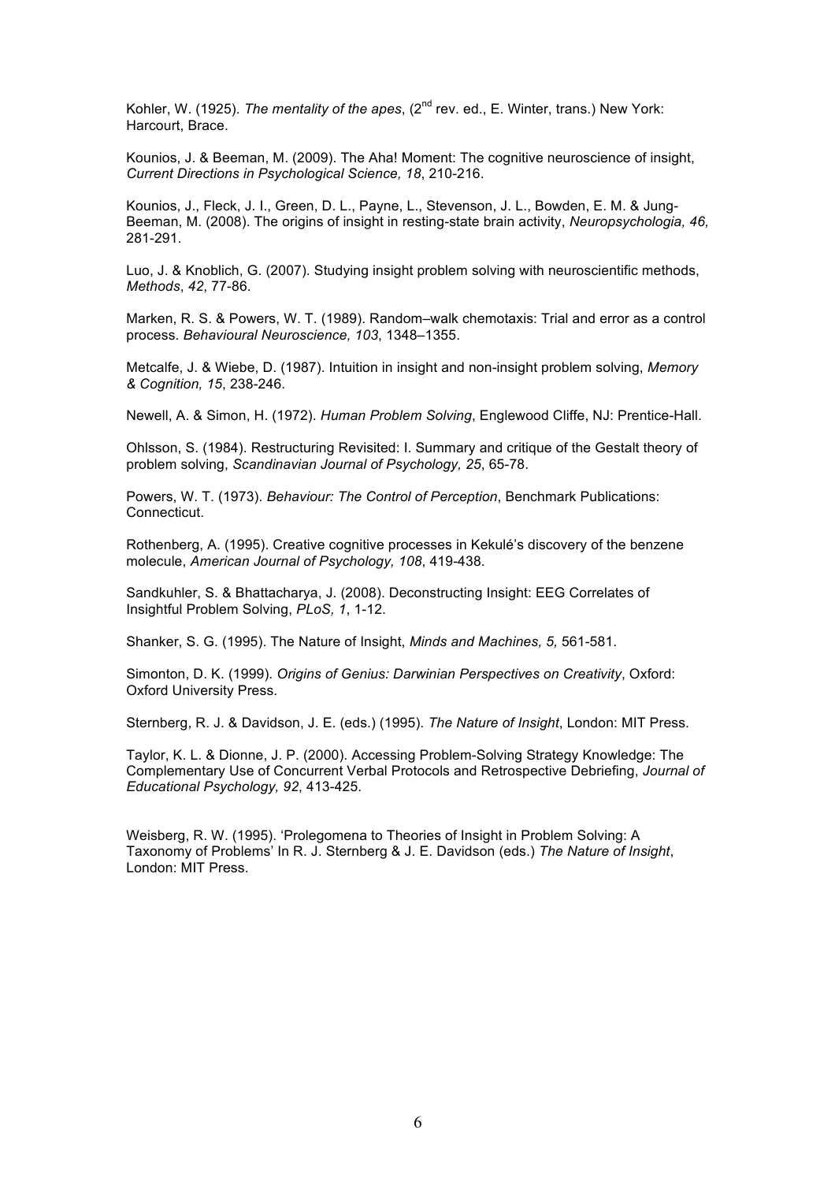Kohler, W. (1925). *The mentality of the apes*, (2nd rev. ed., E. Winter, trans.) New York: Harcourt, Brace.

Kounios, J. & Beeman, M. (2009). The Aha! Moment: The cognitive neuroscience of insight, *Current Directions in Psychological Science, 18*, 210-216.

Kounios, J., Fleck, J. I., Green, D. L., Payne, L., Stevenson, J. L., Bowden, E. M. & Jung-Beeman, M. (2008). The origins of insight in resting-state brain activity, *Neuropsychologia, 46,* 281-291.

Luo, J. & Knoblich, G. (2007). Studying insight problem solving with neuroscientific methods, *Methods*, *42*, 77-86.

Marken, R. S. & Powers, W. T. (1989). Random–walk chemotaxis: Trial and error as a control process. *Behavioural Neuroscience, 103*, 1348–1355.

Metcalfe, J. & Wiebe, D. (1987). Intuition in insight and non-insight problem solving, *Memory & Cognition, 15*, 238-246.

Newell, A. & Simon, H. (1972). *Human Problem Solving*, Englewood Cliffe, NJ: Prentice-Hall.

Ohlsson, S. (1984). Restructuring Revisited: I. Summary and critique of the Gestalt theory of problem solving, *Scandinavian Journal of Psychology, 25*, 65-78.

Powers, W. T. (1973). *Behaviour: The Control of Perception*, Benchmark Publications: Connecticut.

Rothenberg, A. (1995). Creative cognitive processes in Kekulé's discovery of the benzene molecule, *American Journal of Psychology, 108*, 419-438.

Sandkuhler, S. & Bhattacharya, J. (2008). Deconstructing Insight: EEG Correlates of Insightful Problem Solving, *PLoS, 1*, 1-12.

Shanker, S. G. (1995). The Nature of Insight, *Minds and Machines, 5,* 561-581.

Simonton, D. K. (1999). *Origins of Genius: Darwinian Perspectives on Creativity*, Oxford: Oxford University Press.

Sternberg, R. J. & Davidson, J. E. (eds.) (1995). *The Nature of Insight*, London: MIT Press.

Taylor, K. L. & Dionne, J. P. (2000). Accessing Problem-Solving Strategy Knowledge: The Complementary Use of Concurrent Verbal Protocols and Retrospective Debriefing, *Journal of Educational Psychology, 92*, 413-425.

Weisberg, R. W. (1995). 'Prolegomena to Theories of Insight in Problem Solving: A Taxonomy of Problems' In R. J. Sternberg & J. E. Davidson (eds.) *The Nature of Insight*, London: MIT Press.